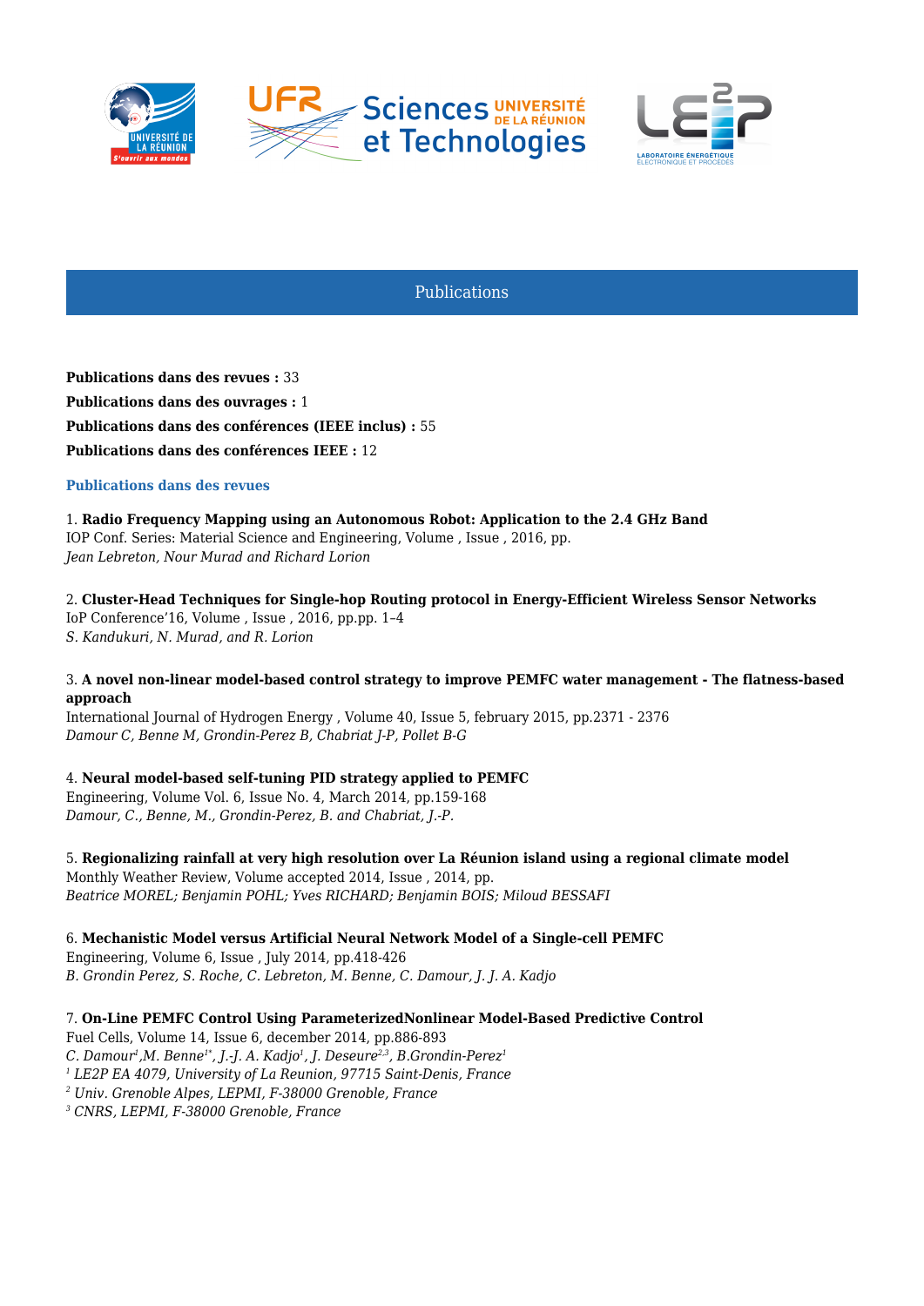## Publications

**Publications dans des revues :** 33

**Publications dans des ouvrages :** 1

**Publications dans des conférences (IEEE inclus) :** 55

**Publications dans des conférences IEEE :** 12

### Publications dans des revues

1. **Radio Frequency Mapping using an Autonomous Robot: Application to the 2.4 GHz Band**
IOP Conf. Series: Material Science and Engineering, Volume , Issue , 2016, pp.
*Jean Lebreton, Nour Murad and Richard Lorion*

2. **Cluster-Head Techniques for Single-hop Routing protocol in Energy-Efficient Wireless Sensor Networks**
IoP Conference'16, Volume , Issue , 2016, pp.pp. 1–4
*S. Kandukuri, N. Murad, and R. Lorion*

3. **A novel non-linear model-based control strategy to improve PEMFC water management - The flatness-based approach**
International Journal of Hydrogen Energy , Volume 40, Issue 5, february 2015, pp.2371 - 2376
*Damour C, Benne M, Grondin-Perez B, Chabriat J-P, Pollet B-G*

4. **Neural model-based self-tuning PID strategy applied to PEMFC**
Engineering, Volume Vol. 6, Issue No. 4, March 2014, pp.159-168
*Damour, C., Benne, M., Grondin-Perez, B. and Chabriat, J.-P.*

5. **Regionalizing rainfall at very high resolution over La Réunion island using a regional climate model**
Monthly Weather Review, Volume accepted 2014, Issue , 2014, pp.
*Beatrice MOREL; Benjamin POHL; Yves RICHARD; Benjamin BOIS; Miloud BESSAFI*

6. **Mechanistic Model versus Artificial Neural Network Model of a Single-cell PEMFC**
Engineering, Volume 6, Issue , July 2014, pp.418-426
*B. Grondin Perez, S. Roche, C. Lebreton, M. Benne, C. Damour, J. J. A. Kadjo*

7. **On-Line PEMFC Control Using ParameterizedNonlinear Model-Based Predictive Control**
Fuel Cells, Volume 14, Issue 6, december 2014, pp.886-893
*C. Damour[1],M. Benne[1*], J.-J. A. Kadjo[1], J. Deseure[2,3], B.Grondin-Perez[1]*
*[1] LE2P EA 4079, University of La Reunion, 97715 Saint-Denis, France*
*[2] Univ. Grenoble Alpes, LEPMI, F-38000 Grenoble, France*
*[3] CNRS, LEPMI, F-38000 Grenoble, France*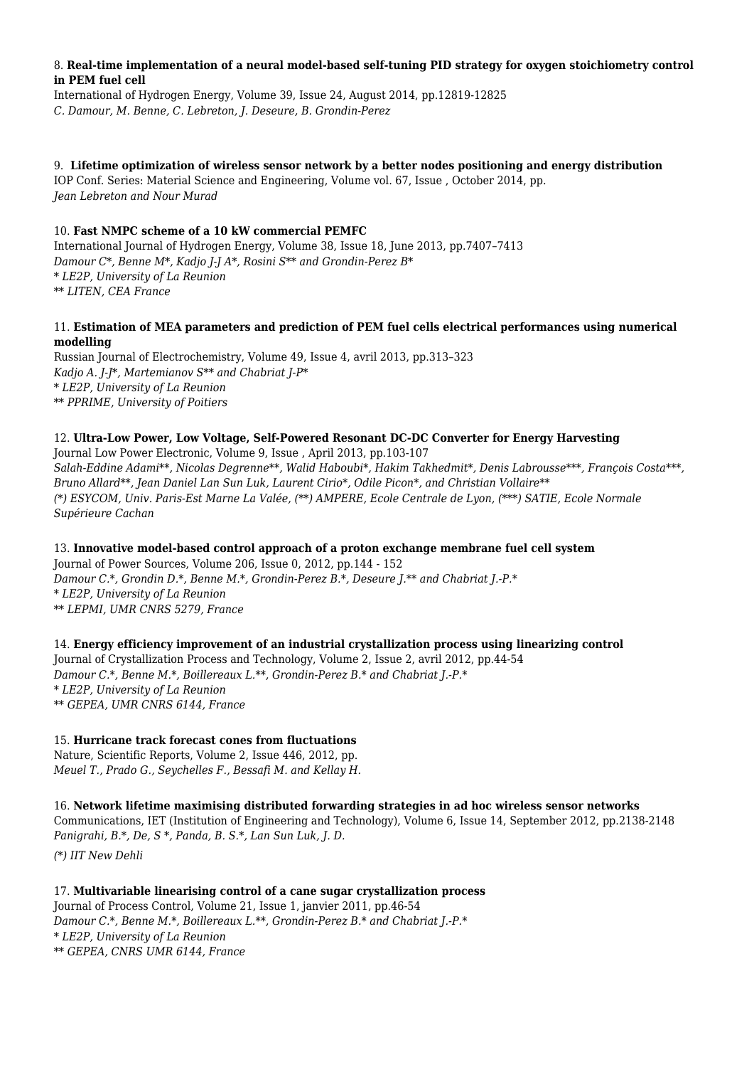8. **Real-time implementation of a neural model-based self-tuning PID strategy for oxygen stoichiometry control in PEM fuel cell**
International of Hydrogen Energy, Volume 39, Issue 24, August 2014, pp.12819-12825
*C. Damour, M. Benne, C. Lebreton, J. Deseure, B. Grondin-Perez*

9. **Lifetime optimization of wireless sensor network by a better nodes positioning and energy distribution**
IOP Conf. Series: Material Science and Engineering, Volume vol. 67, Issue , October 2014, pp.
*Jean Lebreton and Nour Murad*

10. **Fast NMPC scheme of a 10 kW commercial PEMFC**
International Journal of Hydrogen Energy, Volume 38, Issue 18, June 2013, pp.7407–7413
*Damour C*, Benne M*, Kadjo J-J A*, Rosini S** and Grondin-Perez B**
*\* LE2P, University of La Reunion*
*\*\* LITEN, CEA France*

11. **Estimation of MEA parameters and prediction of PEM fuel cells electrical performances using numerical modelling**
Russian Journal of Electrochemistry, Volume 49, Issue 4, avril 2013, pp.313–323
*Kadjo A. J-J*, Martemianov S** and Chabriat J-P**
*\* LE2P, University of La Reunion*
*\*\* PPRIME, University of Poitiers*

12. **Ultra-Low Power, Low Voltage, Self-Powered Resonant DC-DC Converter for Energy Harvesting**
Journal Low Power Electronic, Volume 9, Issue , April 2013, pp.103-107
*Salah-Eddine Adami**, Nicolas Degrenne**, Walid Haboubi*, Hakim Takhedmit*, Denis Labrousse***, François Costa***, Bruno Allard**, Jean Daniel Lan Sun Luk, Laurent Cirio*, Odile Picon*, and Christian Vollaire***
*(\*) ESYCOM, Univ. Paris-Est Marne La Valée, (\*\*) AMPERE, Ecole Centrale de Lyon, (\*\*\*) SATIE, Ecole Normale Supérieure Cachan*

13. **Innovative model-based control approach of a proton exchange membrane fuel cell system**
Journal of Power Sources, Volume 206, Issue 0, 2012, pp.144 - 152
*Damour C.*, Grondin D.*, Benne M.*, Grondin-Perez B.*, Deseure J.** and Chabriat J.-P.**
*\* LE2P, University of La Reunion*
*\*\* LEPMI, UMR CNRS 5279, France*

14. **Energy efficiency improvement of an industrial crystallization process using linearizing control**
Journal of Crystallization Process and Technology, Volume 2, Issue 2, avril 2012, pp.44-54
*Damour C.*, Benne M.*, Boillereaux L.**, Grondin-Perez B.* and Chabriat J.-P.**
*\* LE2P, University of La Reunion*
*\*\* GEPEA, UMR CNRS 6144, France*

15. **Hurricane track forecast cones from fluctuations**
Nature, Scientific Reports, Volume 2, Issue 446, 2012, pp.
*Meuel T., Prado G., Seychelles F., Bessafi M. and Kellay H.*

16. **Network lifetime maximising distributed forwarding strategies in ad hoc wireless sensor networks**
Communications, IET (Institution of Engineering and Technology), Volume 6, Issue 14, September 2012, pp.2138-2148
*Panigrahi, B.*, De, S *, Panda, B. S.*, Lan Sun Luk, J. D.*

*(\*) IIT New Dehli*

17. **Multivariable linearising control of a cane sugar crystallization process**
Journal of Process Control, Volume 21, Issue 1, janvier 2011, pp.46-54
*Damour C.*, Benne M.*, Boillereaux L.**, Grondin-Perez B.* and Chabriat J.-P.**
*\* LE2P, University of La Reunion*
*\*\* GEPEA, CNRS UMR 6144, France*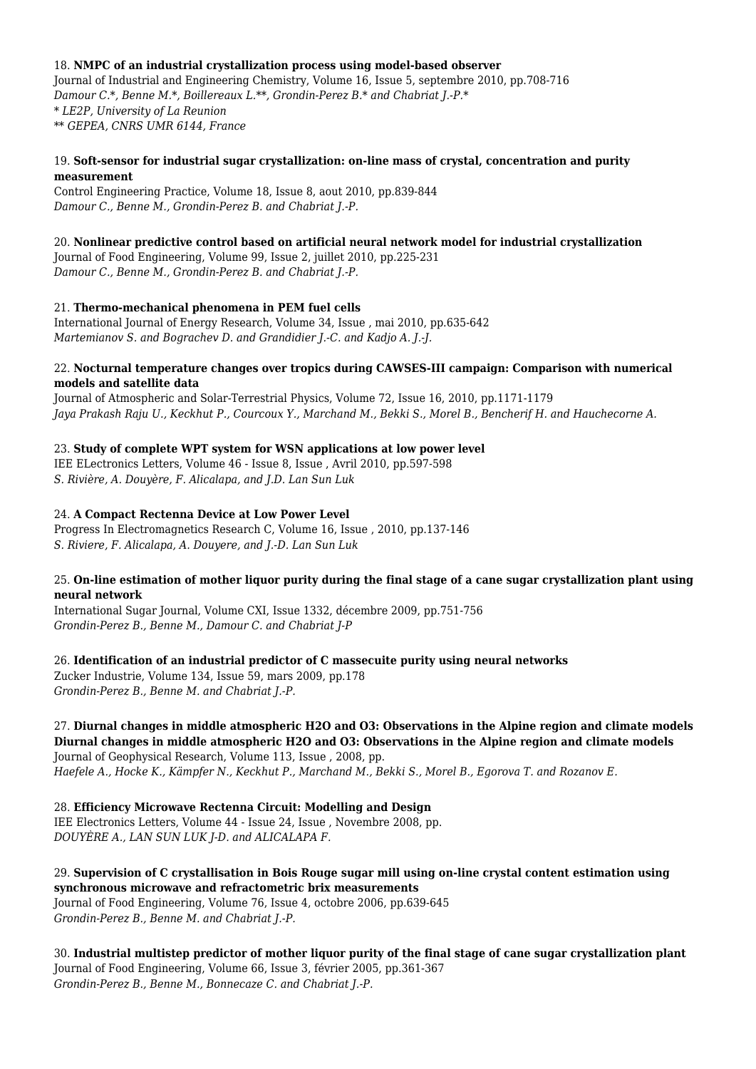18. **NMPC of an industrial crystallization process using model-based observer**
Journal of Industrial and Engineering Chemistry, Volume 16, Issue 5, septembre 2010, pp.708-716
*Damour C.*, Benne M.*, Boillereaux L.**, Grondin-Perez B.* and Chabriat J.-P.**
*\* LE2P, University of La Reunion*
*\*\* GEPEA, CNRS UMR 6144, France*

19. **Soft-sensor for industrial sugar crystallization: on-line mass of crystal, concentration and purity measurement**
Control Engineering Practice, Volume 18, Issue 8, aout 2010, pp.839-844
*Damour C., Benne M., Grondin-Perez B. and Chabriat J.-P.*

20. **Nonlinear predictive control based on artificial neural network model for industrial crystallization**
Journal of Food Engineering, Volume 99, Issue 2, juillet 2010, pp.225-231
*Damour C., Benne M., Grondin-Perez B. and Chabriat J.-P.*

21. **Thermo-mechanical phenomena in PEM fuel cells**
International Journal of Energy Research, Volume 34, Issue , mai 2010, pp.635-642
*Martemianov S. and Bograchev D. and Grandidier J.-C. and Kadjo A. J.-J.*

22. **Nocturnal temperature changes over tropics during CAWSES-III campaign: Comparison with numerical models and satellite data**
Journal of Atmospheric and Solar-Terrestrial Physics, Volume 72, Issue 16, 2010, pp.1171-1179
*Jaya Prakash Raju U., Keckhut P., Courcoux Y., Marchand M., Bekki S., Morel B., Bencherif H. and Hauchecorne A.*

23. **Study of complete WPT system for WSN applications at low power level**
IEE ELectronics Letters, Volume 46 - Issue 8, Issue , Avril 2010, pp.597-598
*S. Rivière, A. Douyère, F. Alicalapa, and J.D. Lan Sun Luk*

24. **A Compact Rectenna Device at Low Power Level**
Progress In Electromagnetics Research C, Volume 16, Issue , 2010, pp.137-146
*S. Riviere, F. Alicalapa, A. Douyere, and J.-D. Lan Sun Luk*

25. **On-line estimation of mother liquor purity during the final stage of a cane sugar crystallization plant using neural network**
International Sugar Journal, Volume CXI, Issue 1332, décembre 2009, pp.751-756
*Grondin-Perez B., Benne M., Damour C. and Chabriat J-P*

26. **Identification of an industrial predictor of C massecuite purity using neural networks**
Zucker Industrie, Volume 134, Issue 59, mars 2009, pp.178
*Grondin-Perez B., Benne M. and Chabriat J.-P.*

27. **Diurnal changes in middle atmospheric H2O and O3: Observations in the Alpine region and climate models Diurnal changes in middle atmospheric H2O and O3: Observations in the Alpine region and climate models**
Journal of Geophysical Research, Volume 113, Issue , 2008, pp.
*Haefele A., Hocke K., Kämpfer N., Keckhut P., Marchand M., Bekki S., Morel B., Egorova T. and Rozanov E.*

28. **Efficiency Microwave Rectenna Circuit: Modelling and Design**
IEE Electronics Letters, Volume 44 - Issue 24, Issue , Novembre 2008, pp.
*DOUYÈRE A., LAN SUN LUK J-D. and ALICALAPA F.*

29. **Supervision of C crystallisation in Bois Rouge sugar mill using on-line crystal content estimation using synchronous microwave and refractometric brix measurements**
Journal of Food Engineering, Volume 76, Issue 4, octobre 2006, pp.639-645
*Grondin-Perez B., Benne M. and Chabriat J.-P.*

30. **Industrial multistep predictor of mother liquor purity of the final stage of cane sugar crystallization plant**
Journal of Food Engineering, Volume 66, Issue 3, février 2005, pp.361-367
*Grondin-Perez B., Benne M., Bonnecaze C. and Chabriat J.-P.*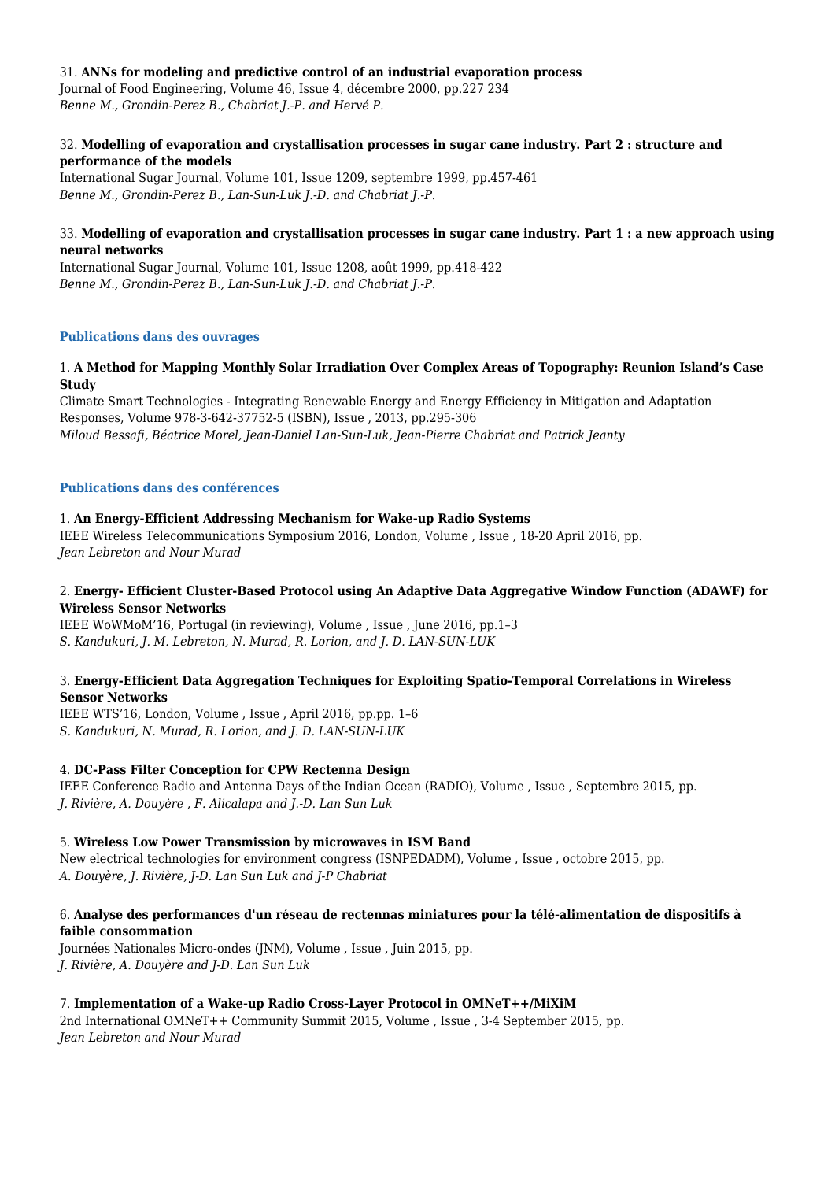31. **ANNs for modeling and predictive control of an industrial evaporation process**
Journal of Food Engineering, Volume 46, Issue 4, décembre 2000, pp.227 234
*Benne M., Grondin-Perez B., Chabriat J.-P. and Hervé P.*

32. **Modelling of evaporation and crystallisation processes in sugar cane industry. Part 2 : structure and performance of the models**
International Sugar Journal, Volume 101, Issue 1209, septembre 1999, pp.457-461
*Benne M., Grondin-Perez B., Lan-Sun-Luk J.-D. and Chabriat J.-P.*

33. **Modelling of evaporation and crystallisation processes in sugar cane industry. Part 1 : a new approach using neural networks**
International Sugar Journal, Volume 101, Issue 1208, août 1999, pp.418-422
*Benne M., Grondin-Perez B., Lan-Sun-Luk J.-D. and Chabriat J.-P.*

### Publications dans des ouvrages

1. **A Method for Mapping Monthly Solar Irradiation Over Complex Areas of Topography: Reunion Island's Case Study**
Climate Smart Technologies - Integrating Renewable Energy and Energy Efficiency in Mitigation and Adaptation Responses, Volume 978-3-642-37752-5 (ISBN), Issue , 2013, pp.295-306
*Miloud Bessafi, Béatrice Morel, Jean-Daniel Lan-Sun-Luk, Jean-Pierre Chabriat and Patrick Jeanty*

### Publications dans des conférences

1. **An Energy-Efficient Addressing Mechanism for Wake-up Radio Systems**
IEEE Wireless Telecommunications Symposium 2016, London, Volume , Issue , 18-20 April 2016, pp.
*Jean Lebreton and Nour Murad*

2. **Energy- Efficient Cluster-Based Protocol using An Adaptive Data Aggregative Window Function (ADAWF) for Wireless Sensor Networks**
IEEE WoWMoM'16, Portugal (in reviewing), Volume , Issue , June 2016, pp.1–3
*S. Kandukuri, J. M. Lebreton, N. Murad, R. Lorion, and J. D. LAN-SUN-LUK*

3. **Energy-Efficient Data Aggregation Techniques for Exploiting Spatio-Temporal Correlations in Wireless Sensor Networks**
IEEE WTS'16, London, Volume , Issue , April 2016, pp.pp. 1–6
*S. Kandukuri, N. Murad, R. Lorion, and J. D. LAN-SUN-LUK*

4. **DC-Pass Filter Conception for CPW Rectenna Design**
IEEE Conference Radio and Antenna Days of the Indian Ocean (RADIO), Volume , Issue , Septembre 2015, pp.
*J. Rivière, A. Douyère , F. Alicalapa and J.-D. Lan Sun Luk*

5. **Wireless Low Power Transmission by microwaves in ISM Band**
New electrical technologies for environment congress (ISNPEDADM), Volume , Issue , octobre 2015, pp.
*A. Douyère, J. Rivière, J-D. Lan Sun Luk and J-P Chabriat*

6. **Analyse des performances d'un réseau de rectennas miniatures pour la télé-alimentation de dispositifs à faible consommation**
Journées Nationales Micro-ondes (JNM), Volume , Issue , Juin 2015, pp.
*J. Rivière, A. Douyère and J-D. Lan Sun Luk*

7. **Implementation of a Wake-up Radio Cross-Layer Protocol in OMNeT++/MiXiM**
2nd International OMNeT++ Community Summit 2015, Volume , Issue , 3-4 September 2015, pp.
*Jean Lebreton and Nour Murad*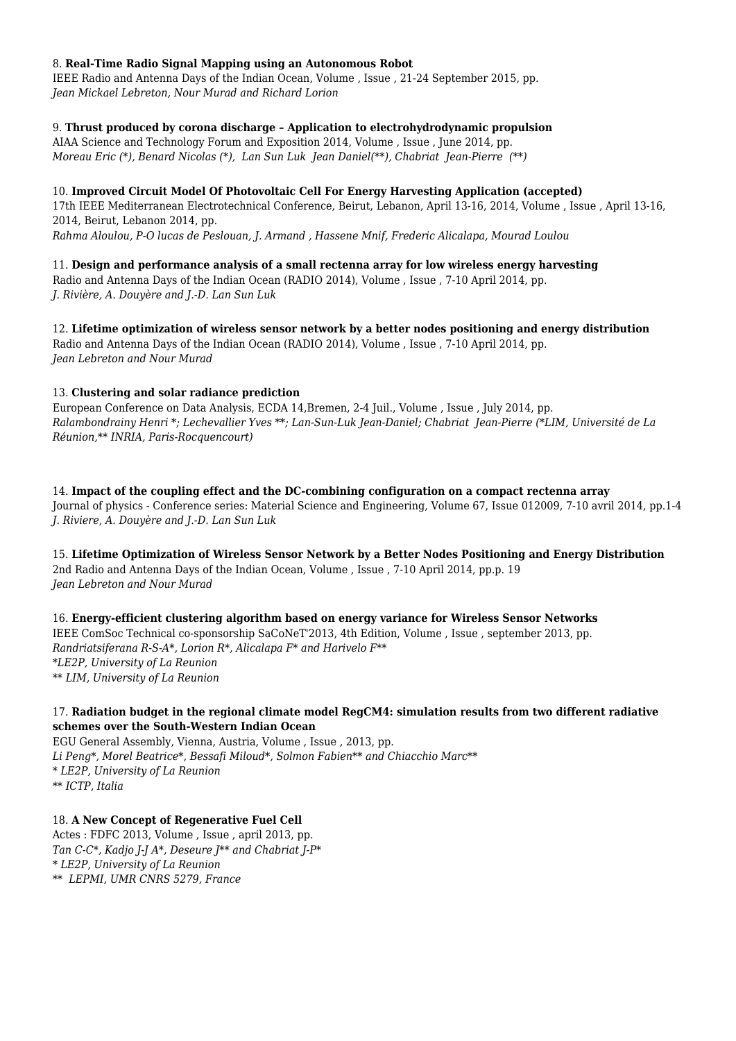8. **Real-Time Radio Signal Mapping using an Autonomous Robot**
IEEE Radio and Antenna Days of the Indian Ocean, Volume , Issue , 21-24 September 2015, pp.
*Jean Mickael Lebreton, Nour Murad and Richard Lorion*

9. **Thrust produced by corona discharge – Application to electrohydrodynamic propulsion**
AIAA Science and Technology Forum and Exposition 2014, Volume , Issue , June 2014, pp.
*Moreau Eric (*), Benard Nicolas (*), Lan Sun Luk Jean Daniel(**), Chabriat Jean-Pierre (**)*

10. **Improved Circuit Model Of Photovoltaic Cell For Energy Harvesting Application (accepted)**
17th IEEE Mediterranean Electrotechnical Conference, Beirut, Lebanon, April 13-16, 2014, Volume , Issue , April 13-16, 2014, Beirut, Lebanon 2014, pp.
*Rahma Aloulou, P-O lucas de Peslouan, J. Armand , Hassene Mnif, Frederic Alicalapa, Mourad Loulou*

11. **Design and performance analysis of a small rectenna array for low wireless energy harvesting**
Radio and Antenna Days of the Indian Ocean (RADIO 2014), Volume , Issue , 7-10 April 2014, pp.
*J. Rivière, A. Douyère and J.-D. Lan Sun Luk*

12. **Lifetime optimization of wireless sensor network by a better nodes positioning and energy distribution**
Radio and Antenna Days of the Indian Ocean (RADIO 2014), Volume , Issue , 7-10 April 2014, pp.
*Jean Lebreton and Nour Murad*

13. **Clustering and solar radiance prediction**
European Conference on Data Analysis, ECDA 14,Bremen, 2-4 Juil., Volume , Issue , July 2014, pp.
*Ralambondrainy Henri *; Lechevallier Yves **; Lan-Sun-Luk Jean-Daniel; Chabriat Jean-Pierre (*LIM, Université de La Réunion,** INRIA, Paris-Rocquencourt)*

14. **Impact of the coupling effect and the DC-combining configuration on a compact rectenna array**
Journal of physics - Conference series: Material Science and Engineering, Volume 67, Issue 012009, 7-10 avril 2014, pp.1-4
*J. Riviere, A. Douyère and J.-D. Lan Sun Luk*

15. **Lifetime Optimization of Wireless Sensor Network by a Better Nodes Positioning and Energy Distribution**
2nd Radio and Antenna Days of the Indian Ocean, Volume , Issue , 7-10 April 2014, pp.p. 19
*Jean Lebreton and Nour Murad*

16. **Energy-efficient clustering algorithm based on energy variance for Wireless Sensor Networks**
IEEE ComSoc Technical co-sponsorship SaCoNeT'2013, 4th Edition, Volume , Issue , september 2013, pp.
*Randriatsiferana R-S-A*, Lorion R*, Alicalapa F* and Harivelo F***
**LE2P, University of La Reunion*
*** LIM, University of La Reunion*

17. **Radiation budget in the regional climate model RegCM4: simulation results from two different radiative schemes over the South-Western Indian Ocean**
EGU General Assembly, Vienna, Austria, Volume , Issue , 2013, pp.
*Li Peng*, Morel Beatrice*, Bessafi Miloud*, Solmon Fabien** and Chiacchio Marc***
** LE2P, University of La Reunion*
*** ICTP, Italia*

18. **A New Concept of Regenerative Fuel Cell**
Actes : FDFC 2013, Volume , Issue , april 2013, pp.
*Tan C-C*, Kadjo J-J A*, Deseure J** and Chabriat J-P**
** LE2P, University of La Reunion*
*** LEPMI, UMR CNRS 5279, France*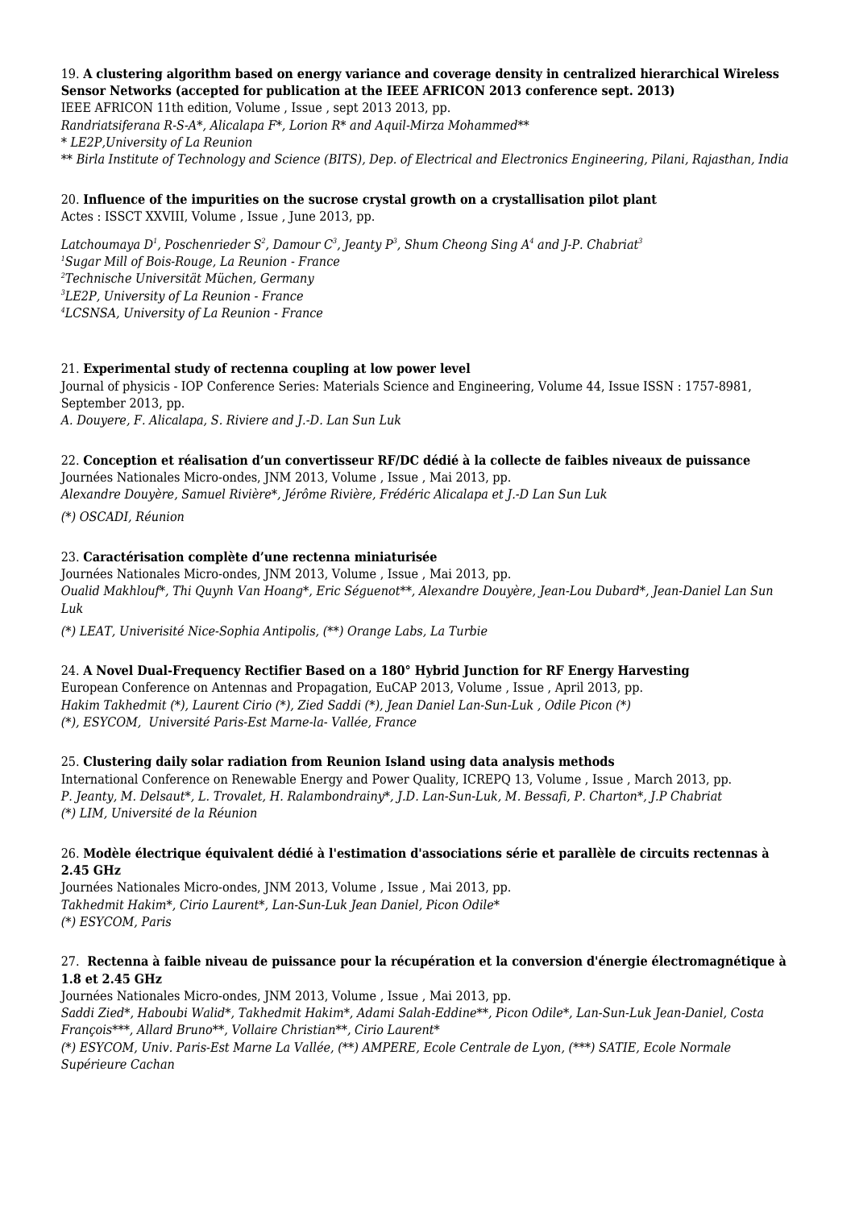19. **A clustering algorithm based on energy variance and coverage density in centralized hierarchical Wireless Sensor Networks (accepted for publication at the IEEE AFRICON 2013 conference sept. 2013)**
IEEE AFRICON 11th edition, Volume , Issue , sept 2013 2013, pp.
*Randriatsiferana R-S-A*, Alicalapa F*, Lorion R* and Aquil-Mirza Mohammed***
*\* LE2P,University of La Reunion*
*\*\* Birla Institute of Technology and Science (BITS), Dep. of Electrical and Electronics Engineering, Pilani, Rajasthan, India*

20. **Influence of the impurities on the sucrose crystal growth on a crystallisation pilot plant**
Actes : ISSCT XXVIII, Volume , Issue , June 2013, pp.

*Latchoumaya D[1], Poschenrieder S[2], Damour C[3], Jeanty P[3], Shum Cheong Sing A[4] and J-P. Chabriat[3]*
*[1]Sugar Mill of Bois-Rouge, La Reunion - France*
*[2]Technische Universität Müchen, Germany*
*[3]LE2P, University of La Reunion - France*
*[4]LCSNSA, University of La Reunion - France*

21. **Experimental study of rectenna coupling at low power level**
Journal of physicis - IOP Conference Series: Materials Science and Engineering, Volume 44, Issue ISSN : 1757-8981, September 2013, pp.
*A. Douyere, F. Alicalapa, S. Riviere and J.-D. Lan Sun Luk*

22. **Conception et réalisation d'un convertisseur RF/DC dédié à la collecte de faibles niveaux de puissance**
Journées Nationales Micro-ondes, JNM 2013, Volume , Issue , Mai 2013, pp.
*Alexandre Douyère, Samuel Rivière*, Jérôme Rivière, Frédéric Alicalapa et J.-D Lan Sun Luk*

*(\*) OSCADI, Réunion*

23. **Caractérisation complète d'une rectenna miniaturisée**
Journées Nationales Micro-ondes, JNM 2013, Volume , Issue , Mai 2013, pp.
*Oualid Makhlouf*, Thi Quynh Van Hoang*, Eric Séguenot**, Alexandre Douyère, Jean-Lou Dubard*, Jean-Daniel Lan Sun Luk*

*(\*) LEAT, Univerisité Nice-Sophia Antipolis, (\*\*) Orange Labs, La Turbie*

24. **A Novel Dual-Frequency Rectifier Based on a 180° Hybrid Junction for RF Energy Harvesting**
European Conference on Antennas and Propagation, EuCAP 2013, Volume , Issue , April 2013, pp.
*Hakim Takhedmit (\*), Laurent Cirio (\*), Zied Saddi (\*), Jean Daniel Lan-Sun-Luk , Odile Picon (\*)*
*(\*), ESYCOM, Université Paris-Est Marne-la- Vallée, France*

25. **Clustering daily solar radiation from Reunion Island using data analysis methods**
International Conference on Renewable Energy and Power Quality, ICREPQ 13, Volume , Issue , March 2013, pp.
*P. Jeanty, M. Delsaut*, L. Trovalet, H. Ralambondrainy*, J.D. Lan-Sun-Luk, M. Bessafi, P. Charton*, J.P Chabriat*
*(\*) LIM, Université de la Réunion*

26. **Modèle électrique équivalent dédié à l'estimation d'associations série et parallèle de circuits rectennas à 2.45 GHz**
Journées Nationales Micro-ondes, JNM 2013, Volume , Issue , Mai 2013, pp.
*Takhedmit Hakim*, Cirio Laurent*, Lan-Sun-Luk Jean Daniel, Picon Odile**
*(\*) ESYCOM, Paris*

27. **Rectenna à faible niveau de puissance pour la récupération et la conversion d'énergie électromagnétique à 1.8 et 2.45 GHz**
Journées Nationales Micro-ondes, JNM 2013, Volume , Issue , Mai 2013, pp.
*Saddi Zied*, Haboubi Walid*, Takhedmit Hakim*, Adami Salah-Eddine**, Picon Odile*, Lan-Sun-Luk Jean-Daniel, Costa François***, Allard Bruno**, Vollaire Christian**, Cirio Laurent**
*(\*) ESYCOM, Univ. Paris-Est Marne La Vallée, (\*\*) AMPERE, Ecole Centrale de Lyon, (\*\*\*) SATIE, Ecole Normale Supérieure Cachan*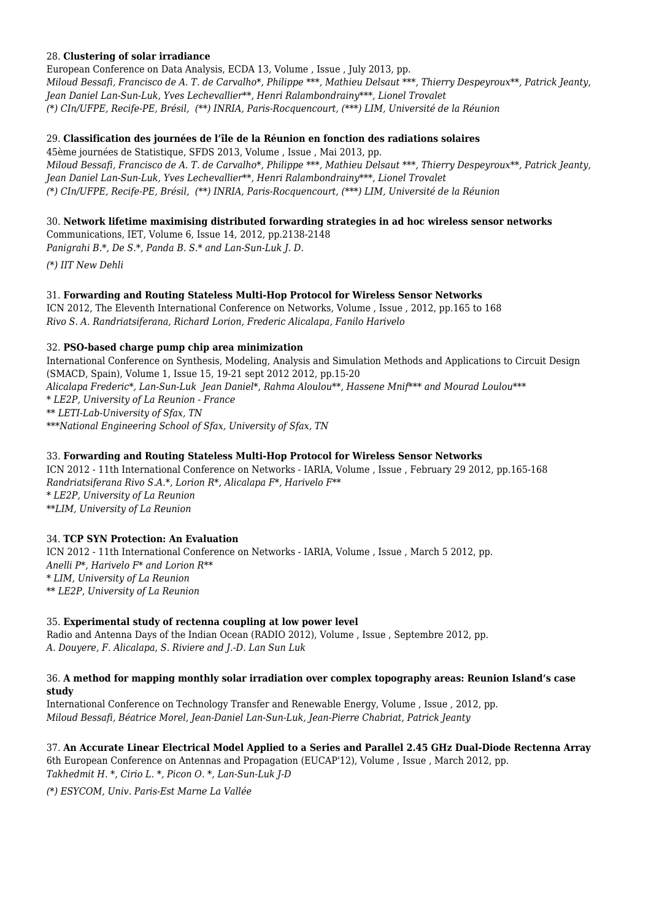28. **Clustering of solar irradiance**
European Conference on Data Analysis, ECDA 13, Volume , Issue , July 2013, pp.
*Miloud Bessafi, Francisco de A. T. de Carvalho*, Philippe ***, Mathieu Delsaut ***, Thierry Despeyroux**, Patrick Jeanty, Jean Daniel Lan-Sun-Luk, Yves Lechevallier**, Henri Ralambondrainy***, Lionel Trovalet*
*(*) CIn/UFPE, Recife-PE, Brésil, (**) INRIA, Paris-Rocquencourt, (***) LIM, Université de la Réunion*

29. **Classification des journées de l'île de la Réunion en fonction des radiations solaires**
45ème journées de Statistique, SFDS 2013, Volume , Issue , Mai 2013, pp.
*Miloud Bessafi, Francisco de A. T. de Carvalho*, Philippe ***, Mathieu Delsaut ***, Thierry Despeyroux**, Patrick Jeanty, Jean Daniel Lan-Sun-Luk, Yves Lechevallier**, Henri Ralambondrainy***, Lionel Trovalet*
*(*) CIn/UFPE, Recife-PE, Brésil, (**) INRIA, Paris-Rocquencourt, (***) LIM, Université de la Réunion*

30. **Network lifetime maximising distributed forwarding strategies in ad hoc wireless sensor networks**
Communications, IET, Volume 6, Issue 14, 2012, pp.2138-2148
*Panigrahi B.*, De S.*, Panda B. S.* and Lan-Sun-Luk J. D.*
*(*) IIT New Dehli*

31. **Forwarding and Routing Stateless Multi-Hop Protocol for Wireless Sensor Networks**
ICN 2012, The Eleventh International Conference on Networks, Volume , Issue , 2012, pp.165 to 168
*Rivo S. A. Randriatsiferana, Richard Lorion, Frederic Alicalapa, Fanilo Harivelo*

32. **PSO-based charge pump chip area minimization**
International Conference on Synthesis, Modeling, Analysis and Simulation Methods and Applications to Circuit Design (SMACD, Spain), Volume 1, Issue 15, 19-21 sept 2012 2012, pp.15-20
*Alicalapa Frederic*, Lan-Sun-Luk Jean Daniel*, Rahma Aloulou**, Hassene Mnif*** and Mourad Loulou****
* *LE2P, University of La Reunion - France*
** *LETI-Lab-University of Sfax, TN*
****National Engineering School of Sfax, University of Sfax, TN*

33. **Forwarding and Routing Stateless Multi-Hop Protocol for Wireless Sensor Networks**
ICN 2012 - 11th International Conference on Networks - IARIA, Volume , Issue , February 29 2012, pp.165-168
*Randriatsiferana Rivo S.A.*, Lorion R*, Alicalapa F*, Harivelo F***
* *LE2P, University of La Reunion*
***LIM, University of La Reunion*

34. **TCP SYN Protection: An Evaluation**
ICN 2012 - 11th International Conference on Networks - IARIA, Volume , Issue , March 5 2012, pp.
*Anelli P*, Harivelo F* and Lorion R***
* *LIM, University of La Reunion*
** *LE2P, University of La Reunion*

35. **Experimental study of rectenna coupling at low power level**
Radio and Antenna Days of the Indian Ocean (RADIO 2012), Volume , Issue , Septembre 2012, pp.
*A. Douyere, F. Alicalapa, S. Riviere and J.-D. Lan Sun Luk*

36. **A method for mapping monthly solar irradiation over complex topography areas: Reunion Island's case study**
International Conference on Technology Transfer and Renewable Energy, Volume , Issue , 2012, pp.
*Miloud Bessafi, Béatrice Morel, Jean-Daniel Lan-Sun-Luk, Jean-Pierre Chabriat, Patrick Jeanty*

37. **An Accurate Linear Electrical Model Applied to a Series and Parallel 2.45 GHz Dual-Diode Rectenna Array**
6th European Conference on Antennas and Propagation (EUCAP'12), Volume , Issue , March 2012, pp.
*Takhedmit H. *, Cirio L. *, Picon O. *, Lan-Sun-Luk J-D*
*(*) ESYCOM, Univ. Paris-Est Marne La Vallée*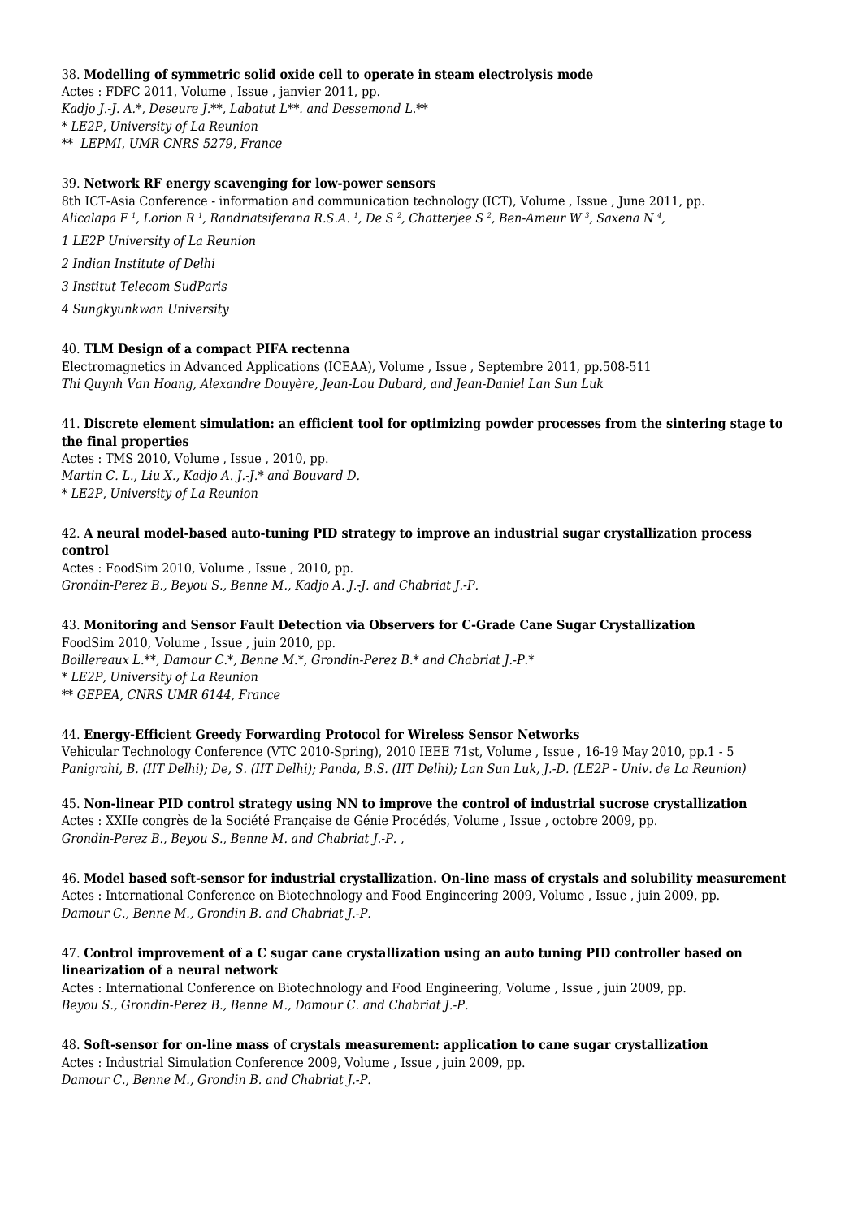38. **Modelling of symmetric solid oxide cell to operate in steam electrolysis mode**
Actes : FDFC 2011, Volume , Issue , janvier 2011, pp.
*Kadjo J.-J. A.*, Deseure J.**, Labatut L**. and Dessemond L.***
*\* LE2P, University of La Reunion*
*\*\* LEPMI, UMR CNRS 5279, France*

39. **Network RF energy scavenging for low-power sensors**
8th ICT-Asia Conference - information and communication technology (ICT), Volume , Issue , June 2011, pp.
*Alicalapa F [1], Lorion R [1], Randriatsiferana R.S.A. [1], De S [2], Chatterjee S [2], Ben-Ameur W [3], Saxena N [4],*

*1 LE2P University of La Reunion*

*2 Indian Institute of Delhi*

*3 Institut Telecom SudParis*

*4 Sungkyunkwan University*

40. **TLM Design of a compact PIFA rectenna**
Electromagnetics in Advanced Applications (ICEAA), Volume , Issue , Septembre 2011, pp.508-511
*Thi Quynh Van Hoang, Alexandre Douyère, Jean-Lou Dubard, and Jean-Daniel Lan Sun Luk*

41. **Discrete element simulation: an efficient tool for optimizing powder processes from the sintering stage to the final properties**
Actes : TMS 2010, Volume , Issue , 2010, pp.
*Martin C. L., Liu X., Kadjo A. J.-J.* and Bouvard D.*
*\* LE2P, University of La Reunion*

42. **A neural model-based auto-tuning PID strategy to improve an industrial sugar crystallization process control**
Actes : FoodSim 2010, Volume , Issue , 2010, pp.
*Grondin-Perez B., Beyou S., Benne M., Kadjo A. J.-J. and Chabriat J.-P.*

43. **Monitoring and Sensor Fault Detection via Observers for C-Grade Cane Sugar Crystallization**
FoodSim 2010, Volume , Issue , juin 2010, pp.
*Boillereaux L.**, Damour C.*, Benne M.*, Grondin-Perez B.* and Chabriat J.-P.**
*\* LE2P, University of La Reunion*
*\*\* GEPEA, CNRS UMR 6144, France*

44. **Energy-Efficient Greedy Forwarding Protocol for Wireless Sensor Networks**
Vehicular Technology Conference (VTC 2010-Spring), 2010 IEEE 71st, Volume , Issue , 16-19 May 2010, pp.1 - 5
*Panigrahi, B. (IIT Delhi); De, S. (IIT Delhi); Panda, B.S. (IIT Delhi); Lan Sun Luk, J.-D. (LE2P - Univ. de La Reunion)*

45. **Non-linear PID control strategy using NN to improve the control of industrial sucrose crystallization**
Actes : XXIIe congrès de la Société Française de Génie Procédés, Volume , Issue , octobre 2009, pp.
*Grondin-Perez B., Beyou S., Benne M. and Chabriat J.-P. ,*

46. **Model based soft-sensor for industrial crystallization. On-line mass of crystals and solubility measurement**
Actes : International Conference on Biotechnology and Food Engineering 2009, Volume , Issue , juin 2009, pp.
*Damour C., Benne M., Grondin B. and Chabriat J.-P.*

47. **Control improvement of a C sugar cane crystallization using an auto tuning PID controller based on linearization of a neural network**
Actes : International Conference on Biotechnology and Food Engineering, Volume , Issue , juin 2009, pp.
*Beyou S., Grondin-Perez B., Benne M., Damour C. and Chabriat J.-P.*

48. **Soft-sensor for on-line mass of crystals measurement: application to cane sugar crystallization**
Actes : Industrial Simulation Conference 2009, Volume , Issue , juin 2009, pp.
*Damour C., Benne M., Grondin B. and Chabriat J.-P.*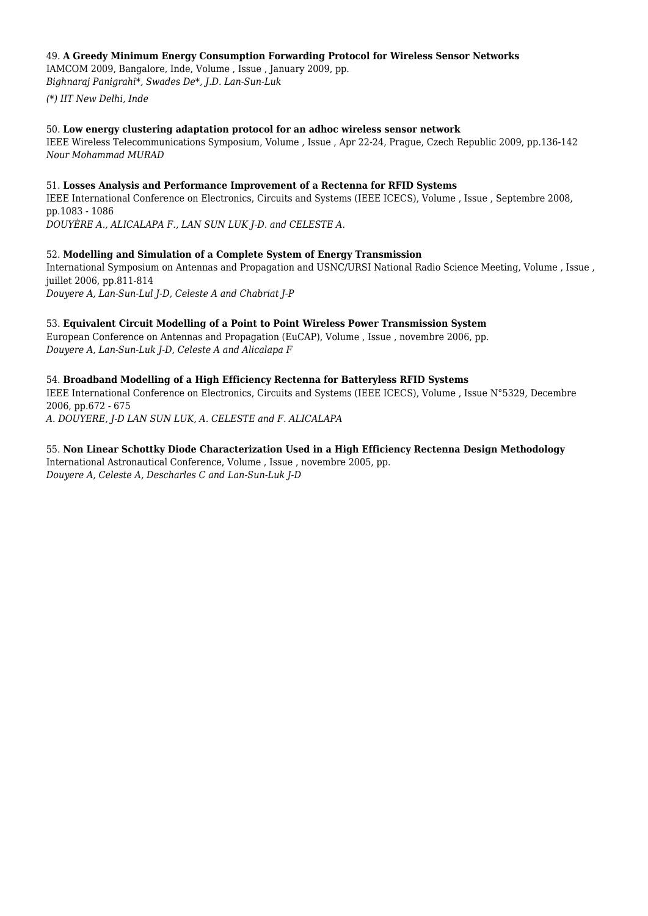49. **A Greedy Minimum Energy Consumption Forwarding Protocol for Wireless Sensor Networks**
IAMCOM 2009, Bangalore, Inde, Volume , Issue , January 2009, pp.
*Bighnaraj Panigrahi*, Swades De*, J.D. Lan-Sun-Luk*

*(*) IIT New Delhi, Inde*

50. **Low energy clustering adaptation protocol for an adhoc wireless sensor network**
IEEE Wireless Telecommunications Symposium, Volume , Issue , Apr 22-24, Prague, Czech Republic 2009, pp.136-142
*Nour Mohammad MURAD*

51. **Losses Analysis and Performance Improvement of a Rectenna for RFID Systems**
IEEE International Conference on Electronics, Circuits and Systems (IEEE ICECS), Volume , Issue , Septembre 2008, pp.1083 - 1086
*DOUYÈRE A., ALICALAPA F., LAN SUN LUK J-D. and CELESTE A.*

52. **Modelling and Simulation of a Complete System of Energy Transmission**
International Symposium on Antennas and Propagation and USNC/URSI National Radio Science Meeting, Volume , Issue , juillet 2006, pp.811-814
*Douyere A, Lan-Sun-Lul J-D, Celeste A and Chabriat J-P*

53. **Equivalent Circuit Modelling of a Point to Point Wireless Power Transmission System**
European Conference on Antennas and Propagation (EuCAP), Volume , Issue , novembre 2006, pp.
*Douyere A, Lan-Sun-Luk J-D, Celeste A and Alicalapa F*

54. **Broadband Modelling of a High Efficiency Rectenna for Batteryless RFID Systems**
IEEE International Conference on Electronics, Circuits and Systems (IEEE ICECS), Volume , Issue N°5329, Decembre 2006, pp.672 - 675
*A. DOUYERE, J-D LAN SUN LUK, A. CELESTE and F. ALICALAPA*

55. **Non Linear Schottky Diode Characterization Used in a High Efficiency Rectenna Design Methodology**
International Astronautical Conference, Volume , Issue , novembre 2005, pp.
*Douyere A, Celeste A, Descharles C and Lan-Sun-Luk J-D*